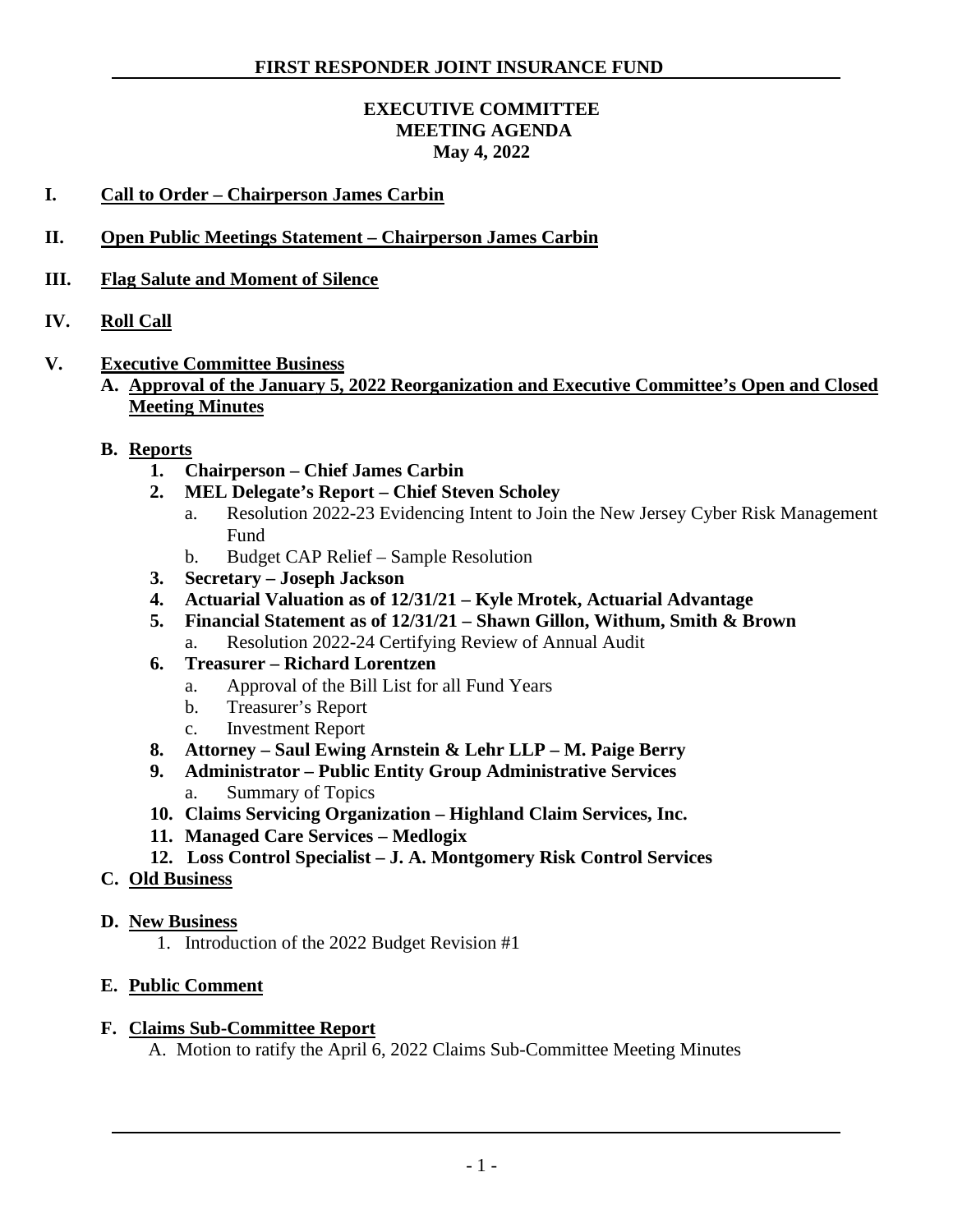# FIRST RESPONDER JOINT INSURANCE FUND

## EXECUTIVE COMMITTEE
## MEETING AGENDA
## May 4, 2022

**I. Call to Order – Chairperson James Carbin**

**II. Open Public Meetings Statement – Chairperson James Carbin**

**III. Flag Salute and Moment of Silence**

**IV. Roll Call**

**V. Executive Committee Business**

**A. Approval of the January 5, 2022 Reorganization and Executive Committee's Open and Closed Meeting Minutes**

**B. Reports**

1. **Chairperson – Chief James Carbin**
2. **MEL Delegate's Report – Chief Steven Scholey**
   - a. Resolution 2022-23 Evidencing Intent to Join the New Jersey Cyber Risk Management Fund
   - b. Budget CAP Relief – Sample Resolution
3. **Secretary – Joseph Jackson**
4. **Actuarial Valuation as of 12/31/21 – Kyle Mrotek, Actuarial Advantage**
5. **Financial Statement as of 12/31/21 – Shawn Gillon, Withum, Smith & Brown**
   - a. Resolution 2022-24 Certifying Review of Annual Audit
6. **Treasurer – Richard Lorentzen**
   - a. Approval of the Bill List for all Fund Years
   - b. Treasurer's Report
   - c. Investment Report
8. **Attorney – Saul Ewing Arnstein & Lehr LLP – M. Paige Berry**
9. **Administrator – Public Entity Group Administrative Services**
   - a. Summary of Topics
10. **Claims Servicing Organization – Highland Claim Services, Inc.**
11. **Managed Care Services – Medlogix**
12. **Loss Control Specialist – J. A. Montgomery Risk Control Services**

**C. Old Business**

**D. New Business**

1. Introduction of the 2022 Budget Revision #1

**E. Public Comment**

**F. Claims Sub-Committee Report**

A. Motion to ratify the April 6, 2022 Claims Sub-Committee Meeting Minutes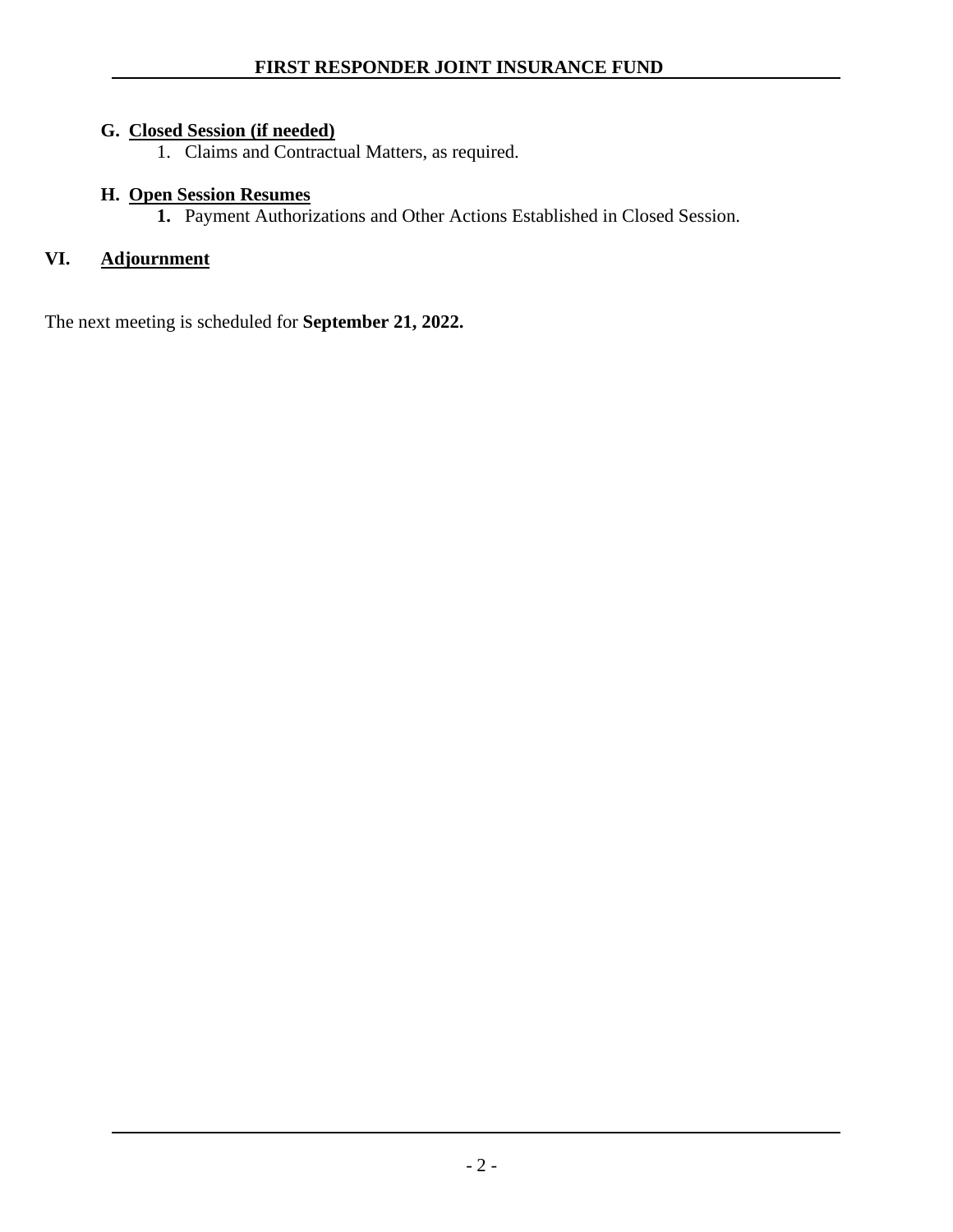**G. Closed Session (if needed)**

1. Claims and Contractual Matters, as required.

**H. Open Session Resumes**

**1.** Payment Authorizations and Other Actions Established in Closed Session.

## VI. Adjournment

The next meeting is scheduled for **September 21, 2022.**